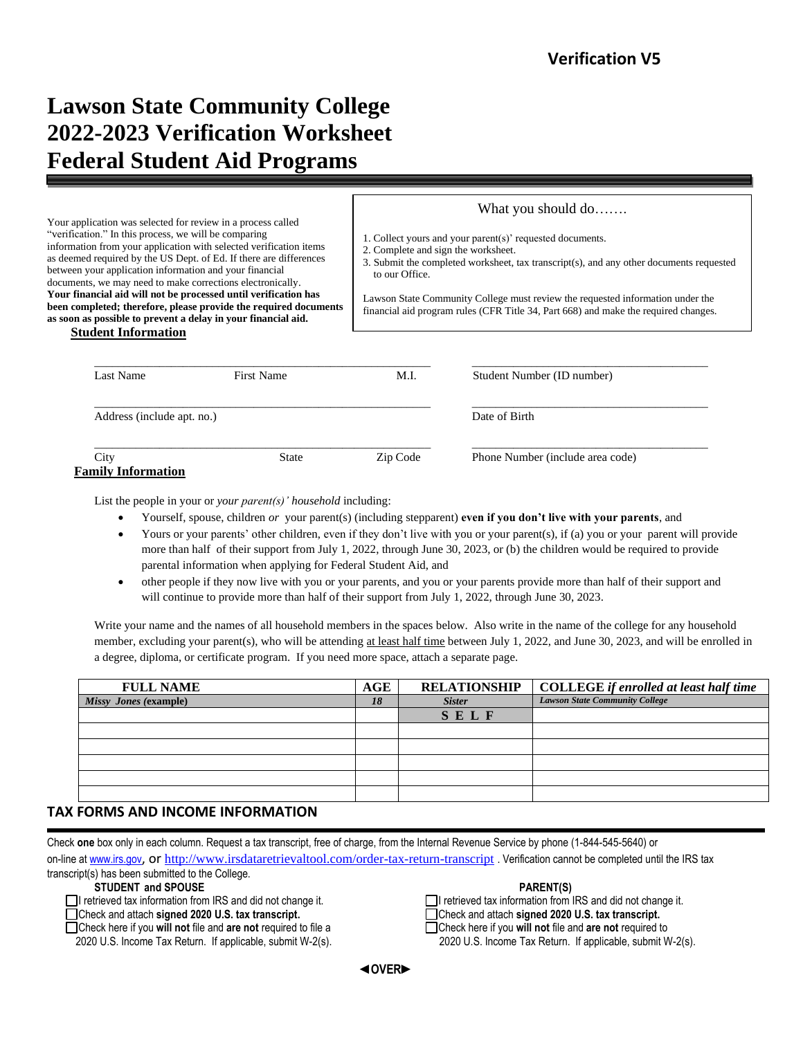**Verification V5**

# Lawson State Community College 2022-2023 Verification Worksheet Federal Student Aid Programs

Your application was selected for review in a process called "verification." In this process, we will be comparing information from your application with selected verification items as deemed required by the US Dept. of Ed. If there are differences between your application information and your financial documents, we may need to make corrections electronically. **Your financial aid will not be processed until verification has been completed; therefore, please provide the required documents as soon as possible to prevent a delay in your financial aid.**

What you should do…….

1. Collect yours and your parent(s)' requested documents.
2. Complete and sign the worksheet.
3. Submit the completed worksheet, tax transcript(s), and any other documents requested to our Office.

Lawson State Community College must review the requested information under the financial aid program rules (CFR Title 34, Part 668) and make the required changes.

## Student Information

| | | | |
|---|---|---|---|
| Last Name | First Name | M.I. | Student Number (ID number) |
| Address (include apt. no.) | | | Date of Birth |
| City | State | Zip Code | Phone Number (include area code) |

## Family Information

List the people in your or *your parent(s)' household* including:

- Yourself, spouse, children *or* your parent(s) (including stepparent) **even if you don't live with your parents**, and
- Yours or your parents' other children, even if they don't live with you or your parent(s), if (a) you or your parent will provide more than half of their support from July 1, 2022, through June 30, 2023, or (b) the children would be required to provide parental information when applying for Federal Student Aid, and
- other people if they now live with you or your parents, and you or your parents provide more than half of their support and will continue to provide more than half of their support from July 1, 2022, through June 30, 2023.

Write your name and the names of all household members in the spaces below. Also write in the name of the college for any household member, excluding your parent(s), who will be attending at least half time between July 1, 2022, and June 30, 2023, and will be enrolled in a degree, diploma, or certificate program. If you need more space, attach a separate page.

| FULL NAME | AGE | RELATIONSHIP | COLLEGE *if enrolled at least half time* |
|---|---|---|---|
| ***Missy Jones* (example)** | ***18*** | ***Sister*** | ***Lawson State Community College*** |
| | | **S E L F** | |
| | | | |
| | | | |
| | | | |
| | | | |
| | | | |

## TAX FORMS AND INCOME INFORMATION

Check **one** box only in each column. Request a tax transcript, free of charge, from the Internal Revenue Service by phone (1-844-545-5640) or on-line at www.irs.gov, or http://www.irsdataretrievaltool.com/order-tax-return-transcript . Verification cannot be completed until the IRS tax transcript(s) has been submitted to the College.

**STUDENT and SPOUSE**

- ☐ I retrieved tax information from IRS and did not change it.
- ☐ Check and attach **signed 2020 U.S. tax transcript.**
- ☐ Check here if you **will not** file and **are not** required to file a 2020 U.S. Income Tax Return. If applicable, submit W-2(s).

**PARENT(S)**

- ☐ I retrieved tax information from IRS and did not change it.
- ☐ Check and attach **signed 2020 U.S. tax transcript.**
- ☐ Check here if you **will not** file and **are not** required to 2020 U.S. Income Tax Return. If applicable, submit W-2(s).

◄**OVER**►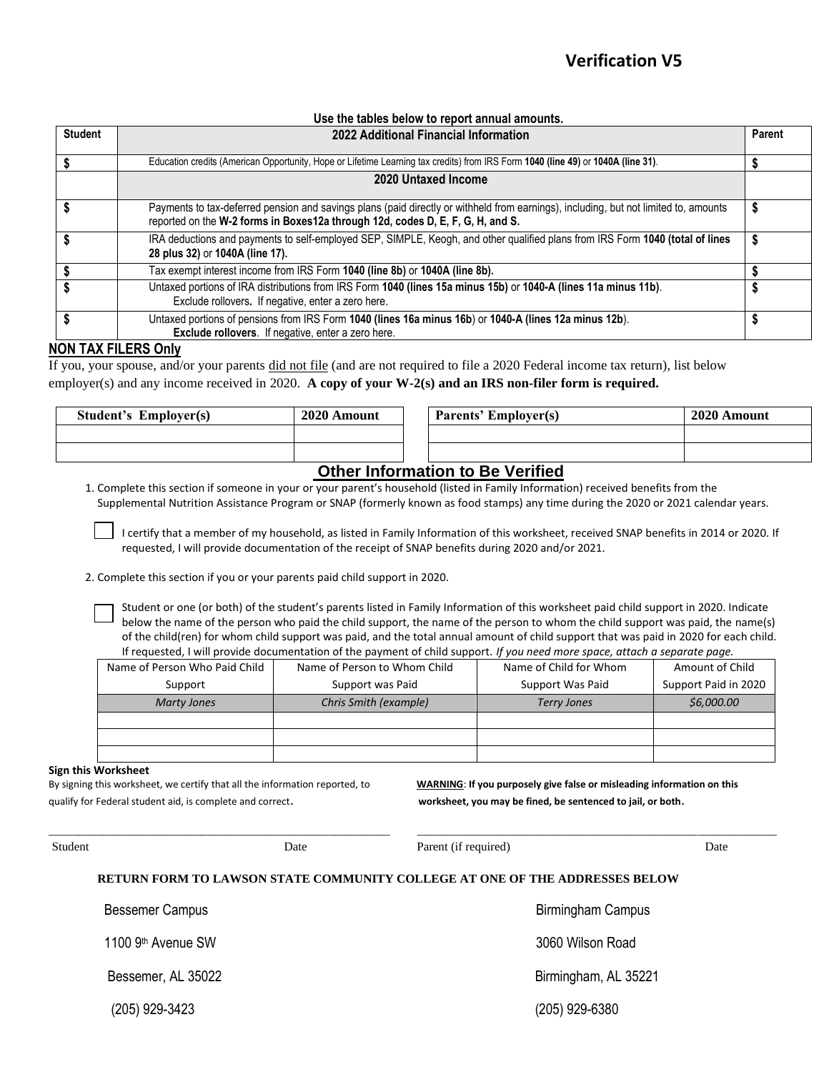# Verification V5

**Use the tables below to report annual amounts.**

| Student | 2022 Additional Financial Information | Parent |
|---|---|---|
| $ | Education credits (American Opportunity, Hope or Lifetime Learning tax credits) from IRS Form **1040 (line 49)** or **1040A (line 31)**. | $ |
| | **2020 Untaxed Income** | |
| $ | Payments to tax-deferred pension and savings plans (paid directly or withheld from earnings), including, but not limited to, amounts reported on the **W-2 forms in Boxes12a through 12d, codes D, E, F, G, H, and S.** | $ |
| $ | IRA deductions and payments to self-employed SEP, SIMPLE, Keogh, and other qualified plans from IRS Form **1040 (total of lines 28 plus 32)** or **1040A (line 17).** | $ |
| $ | Tax exempt interest income from IRS Form **1040 (line 8b)** or **1040A (line 8b).** | $ |
| $ | Untaxed portions of IRA distributions from IRS Form **1040 (lines 15a minus 15b)** or **1040-A (lines 11a minus 11b)**. Exclude rollovers**.** If negative, enter a zero here. | $ |
| $ | Untaxed portions of pensions from IRS Form **1040 (lines 16a minus 16b**) or **1040-A (lines 12a minus 12b**). **Exclude rollovers**. If negative, enter a zero here. | $ |

## NON TAX FILERS Only

If you, your spouse, and/or your parents did not file (and are not required to file a 2020 Federal income tax return), list below employer(s) and any income received in 2020. **A copy of your W-2(s) and an IRS non-filer form is required.**

| Student's Employer(s) | 2020 Amount |
|---|---|
| | |
| | |

| Parents' Employer(s) | 2020 Amount |
|---|---|
| | |
| | |

## Other Information to Be Verified

1. Complete this section if someone in your or your parent's household (listed in Family Information) received benefits from the Supplemental Nutrition Assistance Program or SNAP (formerly known as food stamps) any time during the 2020 or 2021 calendar years.

☐ I certify that a member of my household, as listed in Family Information of this worksheet, received SNAP benefits in 2014 or 2020. If requested, I will provide documentation of the receipt of SNAP benefits during 2020 and/or 2021.

2. Complete this section if you or your parents paid child support in 2020.

☐ Student or one (or both) of the student's parents listed in Family Information of this worksheet paid child support in 2020. Indicate below the name of the person who paid the child support, the name of the person to whom the child support was paid, the name(s) of the child(ren) for whom child support was paid, and the total annual amount of child support that was paid in 2020 for each child. If requested, I will provide documentation of the payment of child support. *If you need more space, attach a separate page.*

| Name of Person Who Paid Child Support | Name of Person to Whom Child Support was Paid | Name of Child for Whom Support Was Paid | Amount of Child Support Paid in 2020 |
|---|---|---|---|
| *Marty Jones* | *Chris Smith (example)* | *Terry Jones* | *$6,000.00* |
| | | | |
| | | | |
| | | | |

**Sign this Worksheet**

By signing this worksheet, we certify that all the information reported, to qualify for Federal student aid, is complete and correct.

**WARNING**: **If you purposely give false or misleading information on this worksheet, you may be fined, be sentenced to jail, or both.**

_______________________________________ Student Date

_______________________________________ Parent (if required) Date

**RETURN FORM TO LAWSON STATE COMMUNITY COLLEGE AT ONE OF THE ADDRESSES BELOW**

Bessemer Campus
1100 9th Avenue SW
Bessemer, AL 35022
(205) 929-3423

Birmingham Campus
3060 Wilson Road
Birmingham, AL 35221
(205) 929-6380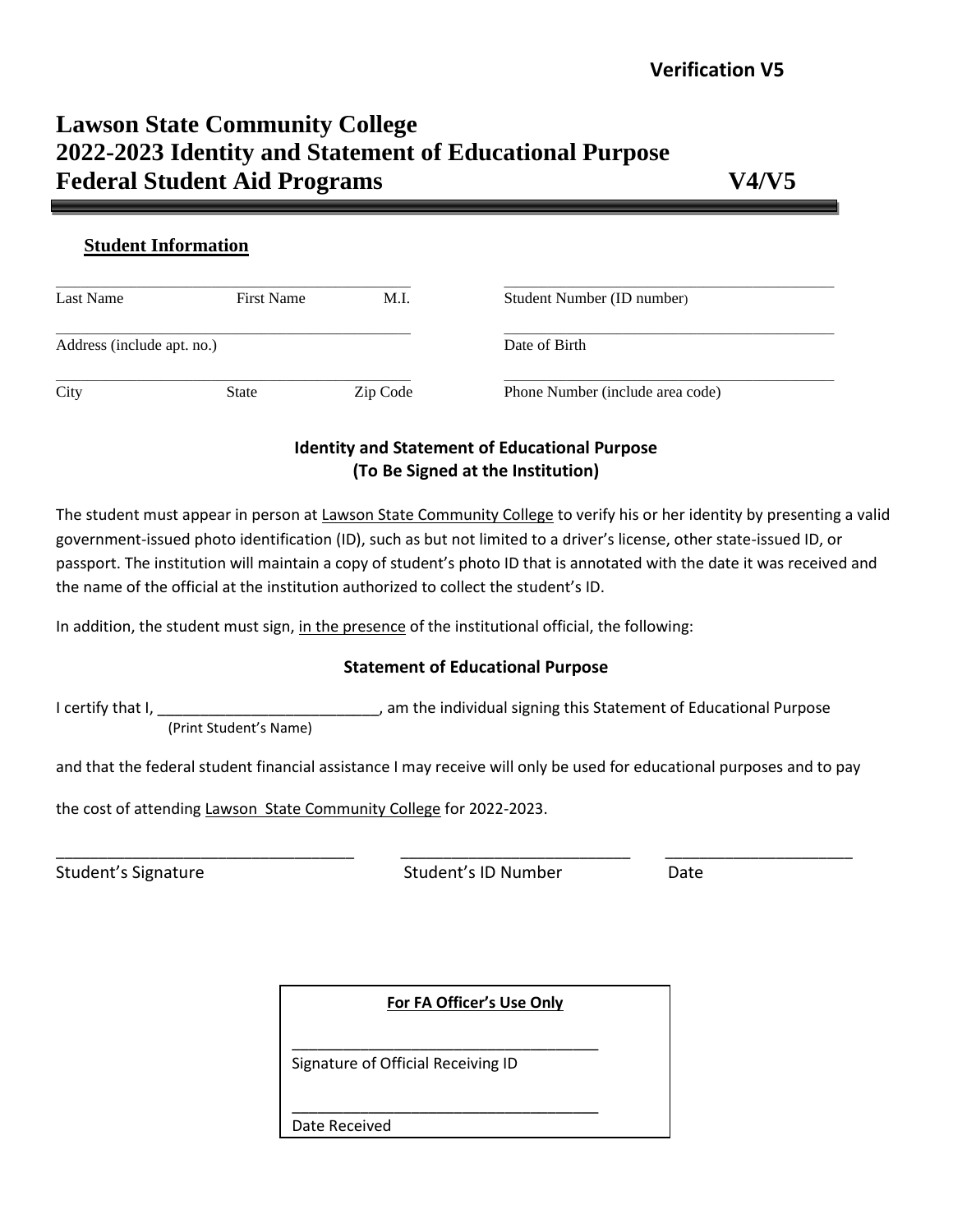**Verification V5**

# Lawson State Community College
# 2022-2023 Identity and Statement of Educational Purpose
# Federal Student Aid Programs V4/V5

## Student Information

| | |
|---|---|
| Last Name First Name M.I. | Student Number (ID number) |
| Address (include apt. no.) | Date of Birth |
| City State Zip Code | Phone Number (include area code) |

### Identity and Statement of Educational Purpose
### (To Be Signed at the Institution)

The student must appear in person at Lawson State Community College to verify his or her identity by presenting a valid government-issued photo identification (ID), such as but not limited to a driver's license, other state-issued ID, or passport. The institution will maintain a copy of student's photo ID that is annotated with the date it was received and the name of the official at the institution authorized to collect the student's ID.

In addition, the student must sign, in the presence of the institutional official, the following:

### Statement of Educational Purpose

I certify that I, ___________________________, am the individual signing this Statement of Educational Purpose
(Print Student's Name)

and that the federal student financial assistance I may receive will only be used for educational purposes and to pay the cost of attending Lawson State Community College for 2022-2023.

___________________________________ ___________________________ ______________________

Student's Signature Student's ID Number Date

**For FA Officer's Use Only**

____________________________________

Signature of Official Receiving ID

____________________________________

Date Received